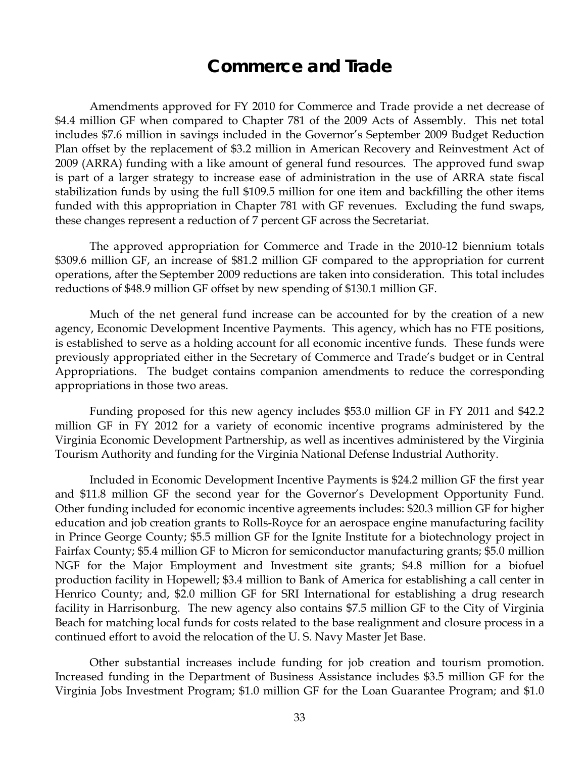# Commerce and Trade

Amendments approved for FY 2010 for Commerce and Trade provide a net decrease of \$4.4 million GF when compared to Chapter 781 of the 2009 Acts of Assembly. This net total includes \$7.6 million in savings included in the Governor's September 2009 Budget Reduction Plan offset by the replacement of \$3.2 million in American Recovery and Reinvestment Act of 2009 (ARRA) funding with a like amount of general fund resources. The approved fund swap is part of a larger strategy to increase ease of administration in the use of ARRA state fiscal stabilization funds by using the full \$109.5 million for one item and backfilling the other items funded with this appropriation in Chapter 781 with GF revenues. Excluding the fund swaps, these changes represent a reduction of 7 percent GF across the Secretariat.

The approved appropriation for Commerce and Trade in the 2010-12 biennium totals \$309.6 million GF, an increase of \$81.2 million GF compared to the appropriation for current operations, after the September 2009 reductions are taken into consideration. This total includes reductions of \$48.9 million GF offset by new spending of \$130.1 million GF.

Much of the net general fund increase can be accounted for by the creation of a new agency, Economic Development Incentive Payments. This agency, which has no FTE positions, is established to serve as a holding account for all economic incentive funds. These funds were previously appropriated either in the Secretary of Commerce and Trade's budget or in Central Appropriations. The budget contains companion amendments to reduce the corresponding appropriations in those two areas.

Funding proposed for this new agency includes \$53.0 million GF in FY 2011 and \$42.2 million GF in FY 2012 for a variety of economic incentive programs administered by the Virginia Economic Development Partnership, as well as incentives administered by the Virginia Tourism Authority and funding for the Virginia National Defense Industrial Authority.

Included in Economic Development Incentive Payments is \$24.2 million GF the first year and \$11.8 million GF the second year for the Governor's Development Opportunity Fund. Other funding included for economic incentive agreements includes: \$20.3 million GF for higher education and job creation grants to Rolls-Royce for an aerospace engine manufacturing facility in Prince George County; \$5.5 million GF for the Ignite Institute for a biotechnology project in Fairfax County; \$5.4 million GF to Micron for semiconductor manufacturing grants; \$5.0 million NGF for the Major Employment and Investment site grants; \$4.8 million for a biofuel production facility in Hopewell; \$3.4 million to Bank of America for establishing a call center in Henrico County; and, \$2.0 million GF for SRI International for establishing a drug research facility in Harrisonburg. The new agency also contains \$7.5 million GF to the City of Virginia Beach for matching local funds for costs related to the base realignment and closure process in a continued effort to avoid the relocation of the U. S. Navy Master Jet Base.

Other substantial increases include funding for job creation and tourism promotion. Increased funding in the Department of Business Assistance includes \$3.5 million GF for the Virginia Jobs Investment Program; \$1.0 million GF for the Loan Guarantee Program; and \$1.0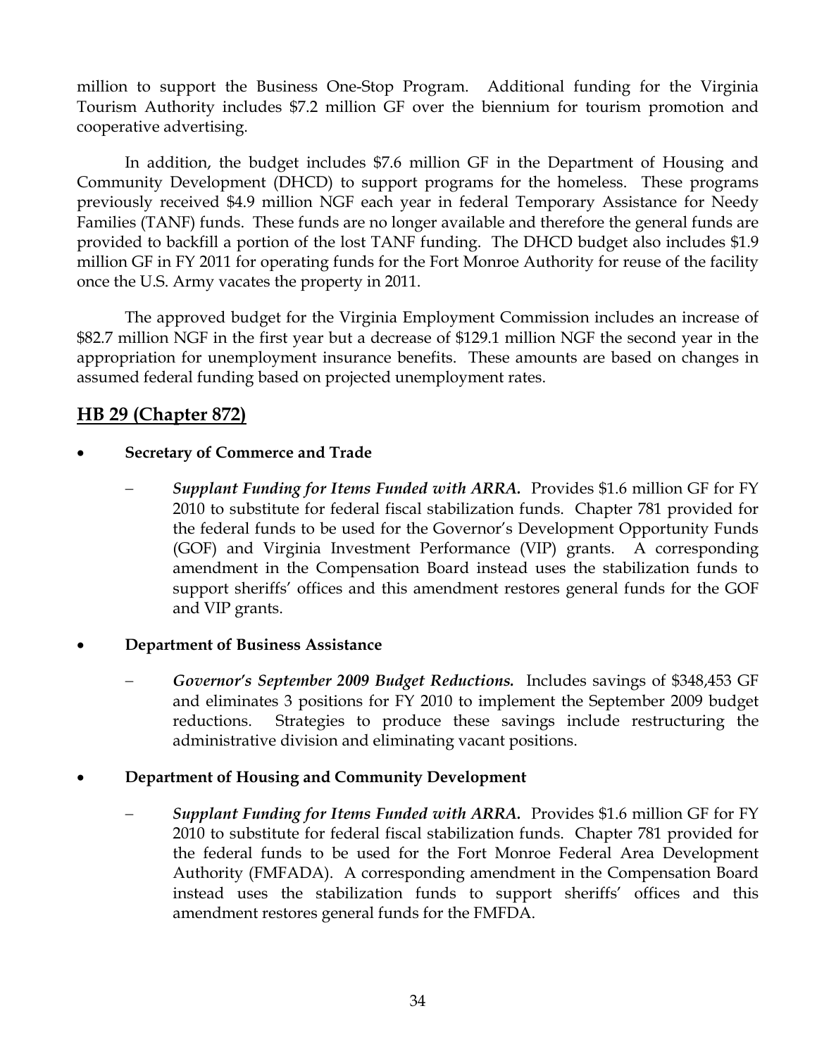million to support the Business One-Stop Program. Additional funding for the Virginia Tourism Authority includes $7.2 million GF over the biennium for tourism promotion and cooperative advertising.

In addition, the budget includes $7.6 million GF in the Department of Housing and Community Development (DHCD) to support programs for the homeless. These programs previously received $4.9 million NGF each year in federal Temporary Assistance for Needy Families (TANF) funds. These funds are no longer available and therefore the general funds are provided to backfill a portion of the lost TANF funding. The DHCD budget also includes $1.9 million GF in FY 2011 for operating funds for the Fort Monroe Authority for reuse of the facility once the U.S. Army vacates the property in 2011.

The approved budget for the Virginia Employment Commission includes an increase of $82.7 million NGF in the first year but a decrease of $129.1 million NGF the second year in the appropriation for unemployment insurance benefits. These amounts are based on changes in assumed federal funding based on projected unemployment rates.

## HB 29 (Chapter 872)

- **Secretary of Commerce and Trade**
  - ***Supplant Funding for Items Funded with ARRA.*** Provides $1.6 million GF for FY 2010 to substitute for federal fiscal stabilization funds. Chapter 781 provided for the federal funds to be used for the Governor's Development Opportunity Funds (GOF) and Virginia Investment Performance (VIP) grants. A corresponding amendment in the Compensation Board instead uses the stabilization funds to support sheriffs' offices and this amendment restores general funds for the GOF and VIP grants.

- **Department of Business Assistance**
  - ***Governor's September 2009 Budget Reductions.*** Includes savings of $348,453 GF and eliminates 3 positions for FY 2010 to implement the September 2009 budget reductions. Strategies to produce these savings include restructuring the administrative division and eliminating vacant positions.

- **Department of Housing and Community Development**
  - ***Supplant Funding for Items Funded with ARRA.*** Provides $1.6 million GF for FY 2010 to substitute for federal fiscal stabilization funds. Chapter 781 provided for the federal funds to be used for the Fort Monroe Federal Area Development Authority (FMFADA). A corresponding amendment in the Compensation Board instead uses the stabilization funds to support sheriffs' offices and this amendment restores general funds for the FMFDA.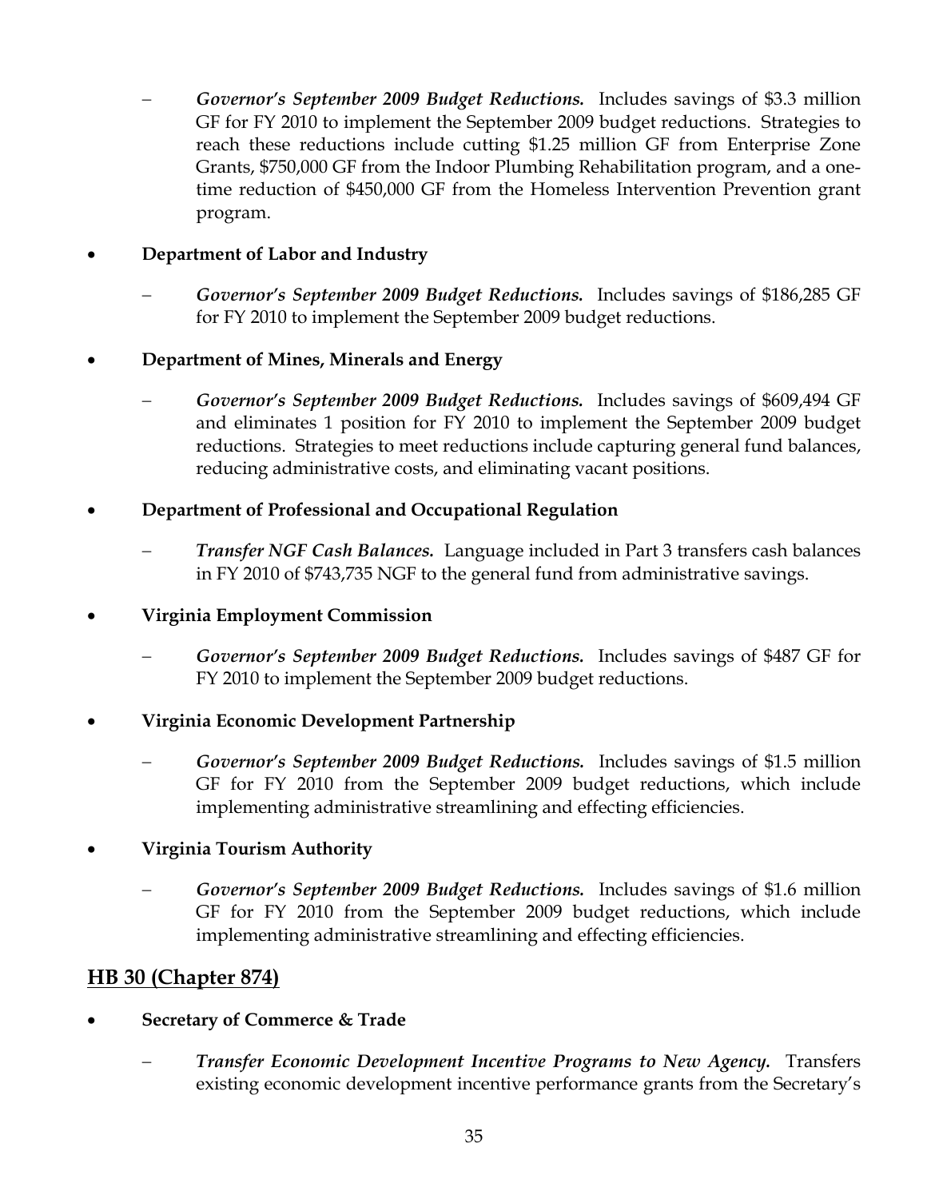- ***Governor's September 2009 Budget Reductions.*** Includes savings of $3.3 million GF for FY 2010 to implement the September 2009 budget reductions. Strategies to reach these reductions include cutting $1.25 million GF from Enterprise Zone Grants, $750,000 GF from the Indoor Plumbing Rehabilitation program, and a one-time reduction of $450,000 GF from the Homeless Intervention Prevention grant program.

- **Department of Labor and Industry**
  - ***Governor's September 2009 Budget Reductions.*** Includes savings of $186,285 GF for FY 2010 to implement the September 2009 budget reductions.

- **Department of Mines, Minerals and Energy**
  - ***Governor's September 2009 Budget Reductions.*** Includes savings of $609,494 GF and eliminates 1 position for FY 2010 to implement the September 2009 budget reductions. Strategies to meet reductions include capturing general fund balances, reducing administrative costs, and eliminating vacant positions.

- **Department of Professional and Occupational Regulation**
  - ***Transfer NGF Cash Balances.*** Language included in Part 3 transfers cash balances in FY 2010 of $743,735 NGF to the general fund from administrative savings.

- **Virginia Employment Commission**
  - ***Governor's September 2009 Budget Reductions.*** Includes savings of $487 GF for FY 2010 to implement the September 2009 budget reductions.

- **Virginia Economic Development Partnership**
  - ***Governor's September 2009 Budget Reductions.*** Includes savings of $1.5 million GF for FY 2010 from the September 2009 budget reductions, which include implementing administrative streamlining and effecting efficiencies.

- **Virginia Tourism Authority**
  - ***Governor's September 2009 Budget Reductions.*** Includes savings of $1.6 million GF for FY 2010 from the September 2009 budget reductions, which include implementing administrative streamlining and effecting efficiencies.

## HB 30 (Chapter 874)

- **Secretary of Commerce & Trade**
  - ***Transfer Economic Development Incentive Programs to New Agency.*** Transfers existing economic development incentive performance grants from the Secretary's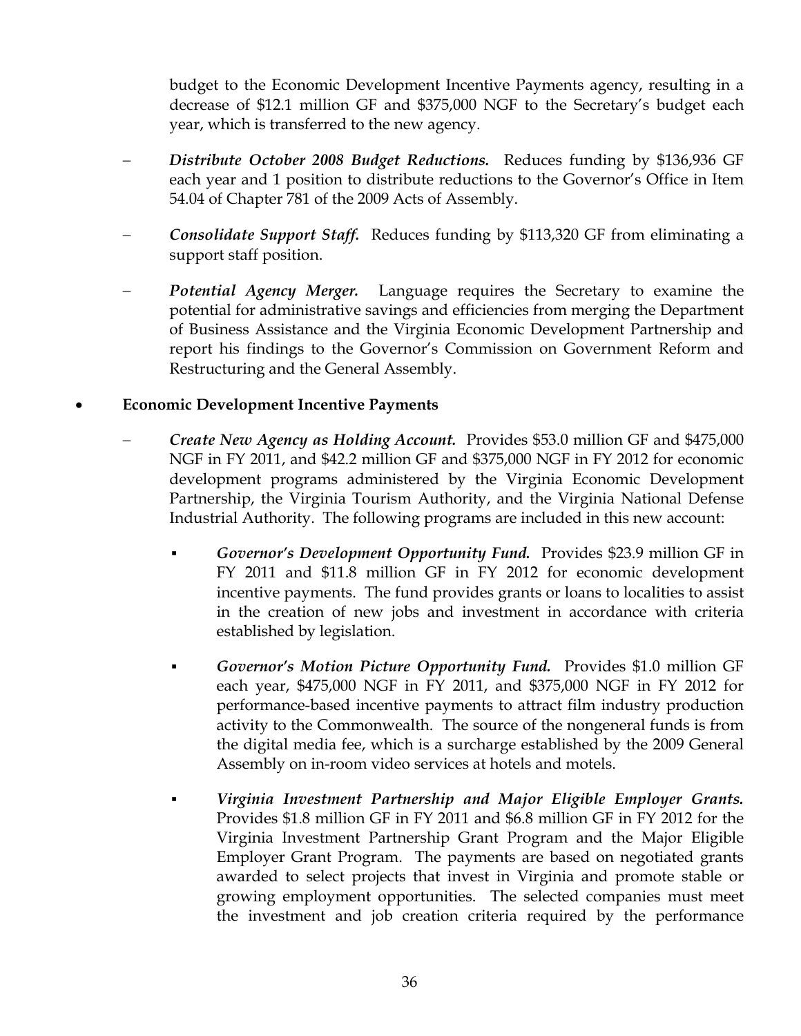budget to the Economic Development Incentive Payments agency, resulting in a decrease of $12.1 million GF and $375,000 NGF to the Secretary's budget each year, which is transferred to the new agency.

- ***Distribute October 2008 Budget Reductions.*** Reduces funding by $136,936 GF each year and 1 position to distribute reductions to the Governor's Office in Item 54.04 of Chapter 781 of the 2009 Acts of Assembly.

- ***Consolidate Support Staff.*** Reduces funding by $113,320 GF from eliminating a support staff position.

- ***Potential Agency Merger.*** Language requires the Secretary to examine the potential for administrative savings and efficiencies from merging the Department of Business Assistance and the Virginia Economic Development Partnership and report his findings to the Governor's Commission on Government Reform and Restructuring and the General Assembly.

- **Economic Development Incentive Payments**

  - ***Create New Agency as Holding Account.*** Provides $53.0 million GF and $475,000 NGF in FY 2011, and $42.2 million GF and $375,000 NGF in FY 2012 for economic development programs administered by the Virginia Economic Development Partnership, the Virginia Tourism Authority, and the Virginia National Defense Industrial Authority. The following programs are included in this new account:

    - ***Governor's Development Opportunity Fund.*** Provides $23.9 million GF in FY 2011 and $11.8 million GF in FY 2012 for economic development incentive payments. The fund provides grants or loans to localities to assist in the creation of new jobs and investment in accordance with criteria established by legislation.

    - ***Governor's Motion Picture Opportunity Fund.*** Provides $1.0 million GF each year, $475,000 NGF in FY 2011, and $375,000 NGF in FY 2012 for performance-based incentive payments to attract film industry production activity to the Commonwealth. The source of the nongeneral funds is from the digital media fee, which is a surcharge established by the 2009 General Assembly on in-room video services at hotels and motels.

    - ***Virginia Investment Partnership and Major Eligible Employer Grants.*** Provides $1.8 million GF in FY 2011 and $6.8 million GF in FY 2012 for the Virginia Investment Partnership Grant Program and the Major Eligible Employer Grant Program. The payments are based on negotiated grants awarded to select projects that invest in Virginia and promote stable or growing employment opportunities. The selected companies must meet the investment and job creation criteria required by the performance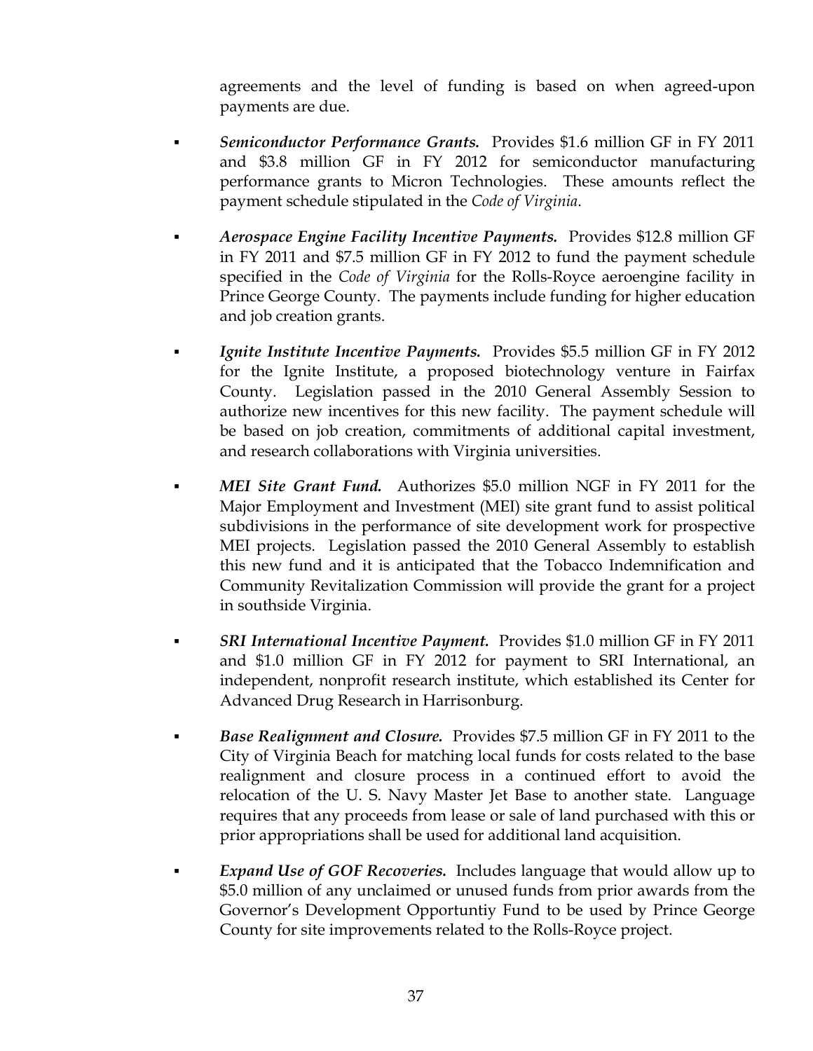agreements and the level of funding is based on when agreed-upon payments are due.

- ***Semiconductor Performance Grants.*** Provides $1.6 million GF in FY 2011 and $3.8 million GF in FY 2012 for semiconductor manufacturing performance grants to Micron Technologies. These amounts reflect the payment schedule stipulated in the *Code of Virginia*.

- ***Aerospace Engine Facility Incentive Payments.*** Provides $12.8 million GF in FY 2011 and $7.5 million GF in FY 2012 to fund the payment schedule specified in the *Code of Virginia* for the Rolls-Royce aeroengine facility in Prince George County. The payments include funding for higher education and job creation grants.

- ***Ignite Institute Incentive Payments.*** Provides $5.5 million GF in FY 2012 for the Ignite Institute, a proposed biotechnology venture in Fairfax County. Legislation passed in the 2010 General Assembly Session to authorize new incentives for this new facility. The payment schedule will be based on job creation, commitments of additional capital investment, and research collaborations with Virginia universities.

- ***MEI Site Grant Fund.*** Authorizes $5.0 million NGF in FY 2011 for the Major Employment and Investment (MEI) site grant fund to assist political subdivisions in the performance of site development work for prospective MEI projects. Legislation passed the 2010 General Assembly to establish this new fund and it is anticipated that the Tobacco Indemnification and Community Revitalization Commission will provide the grant for a project in southside Virginia.

- ***SRI International Incentive Payment.*** Provides $1.0 million GF in FY 2011 and $1.0 million GF in FY 2012 for payment to SRI International, an independent, nonprofit research institute, which established its Center for Advanced Drug Research in Harrisonburg.

- ***Base Realignment and Closure.*** Provides $7.5 million GF in FY 2011 to the City of Virginia Beach for matching local funds for costs related to the base realignment and closure process in a continued effort to avoid the relocation of the U. S. Navy Master Jet Base to another state. Language requires that any proceeds from lease or sale of land purchased with this or prior appropriations shall be used for additional land acquisition.

- ***Expand Use of GOF Recoveries.*** Includes language that would allow up to $5.0 million of any unclaimed or unused funds from prior awards from the Governor's Development Opportuntiy Fund to be used by Prince George County for site improvements related to the Rolls-Royce project.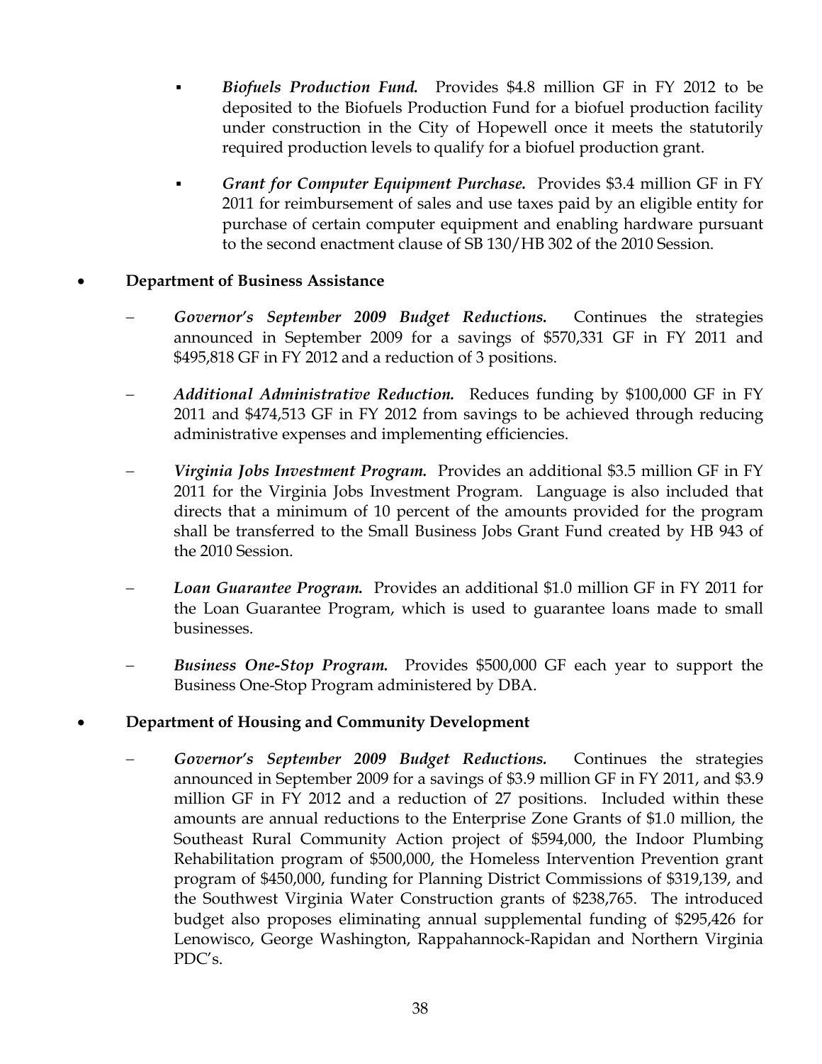- ***Biofuels Production Fund.*** Provides $4.8 million GF in FY 2012 to be deposited to the Biofuels Production Fund for a biofuel production facility under construction in the City of Hopewell once it meets the statutorily required production levels to qualify for a biofuel production grant.

- ***Grant for Computer Equipment Purchase.*** Provides $3.4 million GF in FY 2011 for reimbursement of sales and use taxes paid by an eligible entity for purchase of certain computer equipment and enabling hardware pursuant to the second enactment clause of SB 130/HB 302 of the 2010 Session.

- **Department of Business Assistance**

  - ***Governor's September 2009 Budget Reductions.*** Continues the strategies announced in September 2009 for a savings of $570,331 GF in FY 2011 and $495,818 GF in FY 2012 and a reduction of 3 positions.

  - ***Additional Administrative Reduction.*** Reduces funding by $100,000 GF in FY 2011 and $474,513 GF in FY 2012 from savings to be achieved through reducing administrative expenses and implementing efficiencies.

  - ***Virginia Jobs Investment Program.*** Provides an additional $3.5 million GF in FY 2011 for the Virginia Jobs Investment Program. Language is also included that directs that a minimum of 10 percent of the amounts provided for the program shall be transferred to the Small Business Jobs Grant Fund created by HB 943 of the 2010 Session.

  - ***Loan Guarantee Program.*** Provides an additional $1.0 million GF in FY 2011 for the Loan Guarantee Program, which is used to guarantee loans made to small businesses.

  - ***Business One-Stop Program.*** Provides $500,000 GF each year to support the Business One-Stop Program administered by DBA.

- **Department of Housing and Community Development**

  - ***Governor's September 2009 Budget Reductions.*** Continues the strategies announced in September 2009 for a savings of $3.9 million GF in FY 2011, and $3.9 million GF in FY 2012 and a reduction of 27 positions. Included within these amounts are annual reductions to the Enterprise Zone Grants of $1.0 million, the Southeast Rural Community Action project of $594,000, the Indoor Plumbing Rehabilitation program of $500,000, the Homeless Intervention Prevention grant program of $450,000, funding for Planning District Commissions of $319,139, and the Southwest Virginia Water Construction grants of $238,765. The introduced budget also proposes eliminating annual supplemental funding of $295,426 for Lenowisco, George Washington, Rappahannock-Rapidan and Northern Virginia PDC's.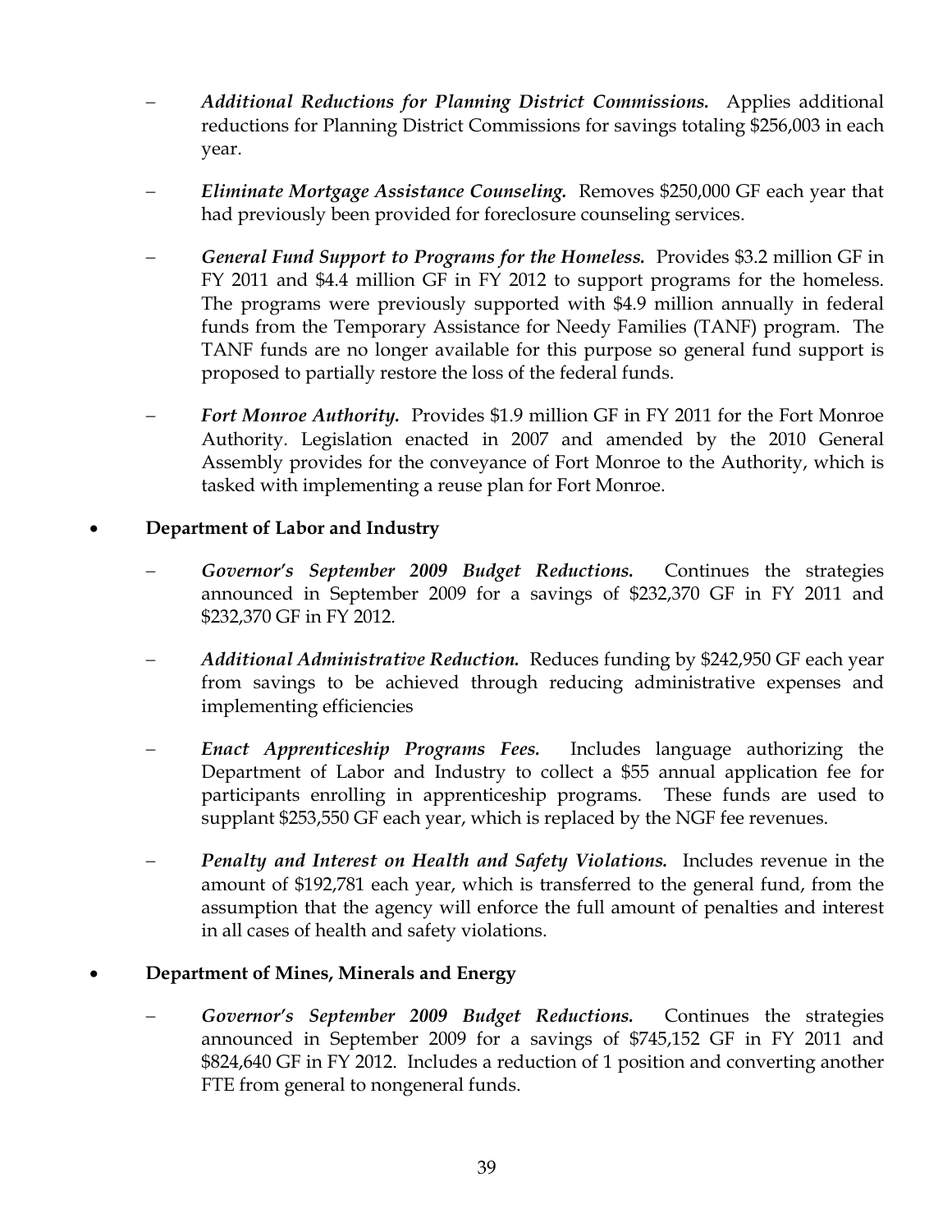- *Additional Reductions for Planning District Commissions.* Applies additional reductions for Planning District Commissions for savings totaling $256,003 in each year.

- *Eliminate Mortgage Assistance Counseling.* Removes $250,000 GF each year that had previously been provided for foreclosure counseling services.

- *General Fund Support to Programs for the Homeless.* Provides $3.2 million GF in FY 2011 and $4.4 million GF in FY 2012 to support programs for the homeless. The programs were previously supported with $4.9 million annually in federal funds from the Temporary Assistance for Needy Families (TANF) program. The TANF funds are no longer available for this purpose so general fund support is proposed to partially restore the loss of the federal funds.

- *Fort Monroe Authority.* Provides $1.9 million GF in FY 2011 for the Fort Monroe Authority. Legislation enacted in 2007 and amended by the 2010 General Assembly provides for the conveyance of Fort Monroe to the Authority, which is tasked with implementing a reuse plan for Fort Monroe.

- **Department of Labor and Industry**

  - *Governor's September 2009 Budget Reductions.* Continues the strategies announced in September 2009 for a savings of $232,370 GF in FY 2011 and $232,370 GF in FY 2012.

  - *Additional Administrative Reduction.* Reduces funding by $242,950 GF each year from savings to be achieved through reducing administrative expenses and implementing efficiencies

  - *Enact Apprenticeship Programs Fees.* Includes language authorizing the Department of Labor and Industry to collect a $55 annual application fee for participants enrolling in apprenticeship programs. These funds are used to supplant $253,550 GF each year, which is replaced by the NGF fee revenues.

  - *Penalty and Interest on Health and Safety Violations.* Includes revenue in the amount of $192,781 each year, which is transferred to the general fund, from the assumption that the agency will enforce the full amount of penalties and interest in all cases of health and safety violations.

- **Department of Mines, Minerals and Energy**

  - *Governor's September 2009 Budget Reductions.* Continues the strategies announced in September 2009 for a savings of $745,152 GF in FY 2011 and $824,640 GF in FY 2012. Includes a reduction of 1 position and converting another FTE from general to nongeneral funds.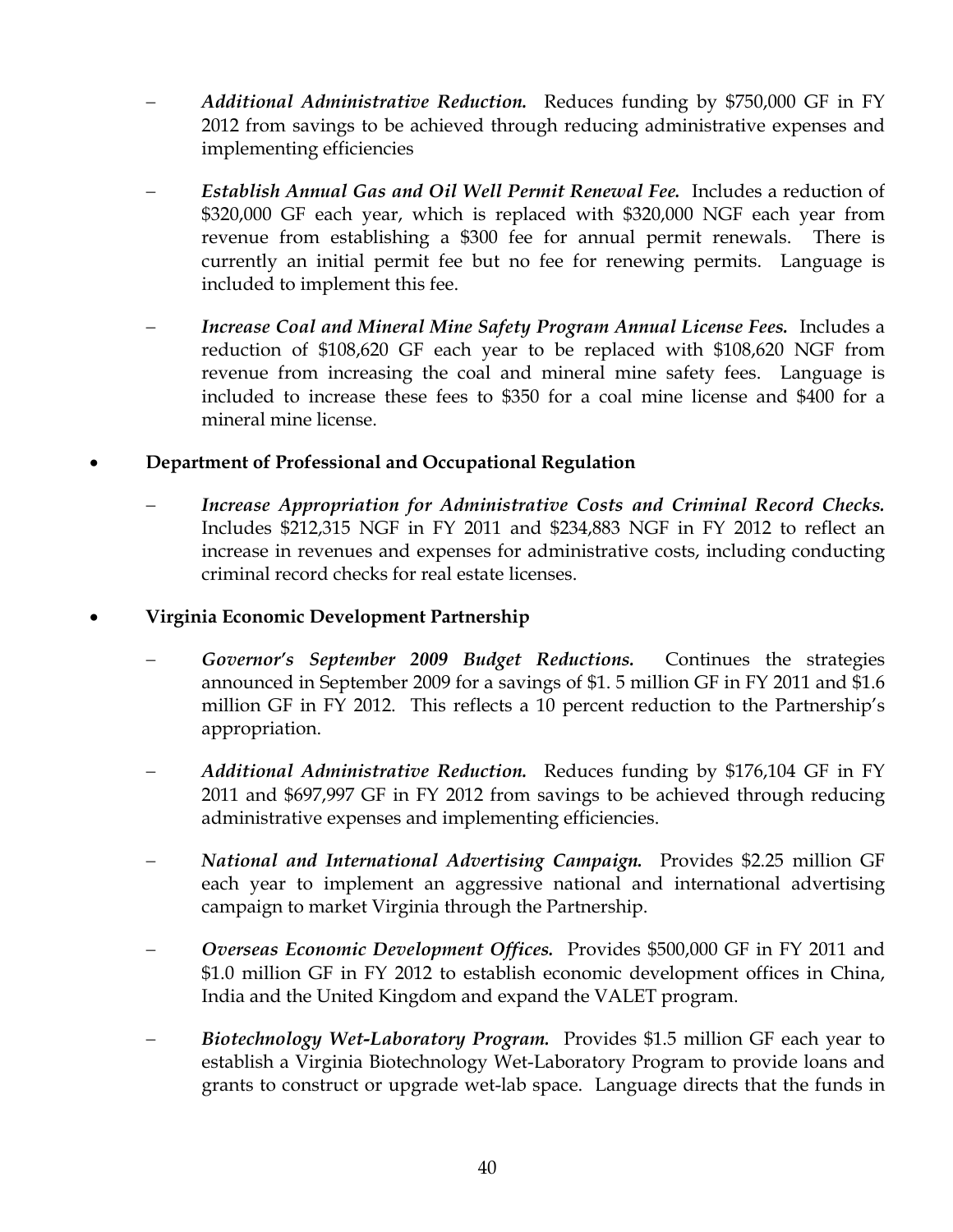- *Additional Administrative Reduction.* Reduces funding by $750,000 GF in FY 2012 from savings to be achieved through reducing administrative expenses and implementing efficiencies

- *Establish Annual Gas and Oil Well Permit Renewal Fee.* Includes a reduction of $320,000 GF each year, which is replaced with $320,000 NGF each year from revenue from establishing a $300 fee for annual permit renewals. There is currently an initial permit fee but no fee for renewing permits. Language is included to implement this fee.

- *Increase Coal and Mineral Mine Safety Program Annual License Fees.* Includes a reduction of $108,620 GF each year to be replaced with $108,620 NGF from revenue from increasing the coal and mineral mine safety fees. Language is included to increase these fees to $350 for a coal mine license and $400 for a mineral mine license.

- **Department of Professional and Occupational Regulation**

  - *Increase Appropriation for Administrative Costs and Criminal Record Checks.* Includes $212,315 NGF in FY 2011 and $234,883 NGF in FY 2012 to reflect an increase in revenues and expenses for administrative costs, including conducting criminal record checks for real estate licenses.

- **Virginia Economic Development Partnership**

  - *Governor's September 2009 Budget Reductions.* Continues the strategies announced in September 2009 for a savings of $1. 5 million GF in FY 2011 and $1.6 million GF in FY 2012. This reflects a 10 percent reduction to the Partnership's appropriation.

  - *Additional Administrative Reduction.* Reduces funding by $176,104 GF in FY 2011 and $697,997 GF in FY 2012 from savings to be achieved through reducing administrative expenses and implementing efficiencies.

  - *National and International Advertising Campaign.* Provides $2.25 million GF each year to implement an aggressive national and international advertising campaign to market Virginia through the Partnership.

  - *Overseas Economic Development Offices.* Provides $500,000 GF in FY 2011 and $1.0 million GF in FY 2012 to establish economic development offices in China, India and the United Kingdom and expand the VALET program.

  - *Biotechnology Wet-Laboratory Program.* Provides $1.5 million GF each year to establish a Virginia Biotechnology Wet-Laboratory Program to provide loans and grants to construct or upgrade wet-lab space. Language directs that the funds in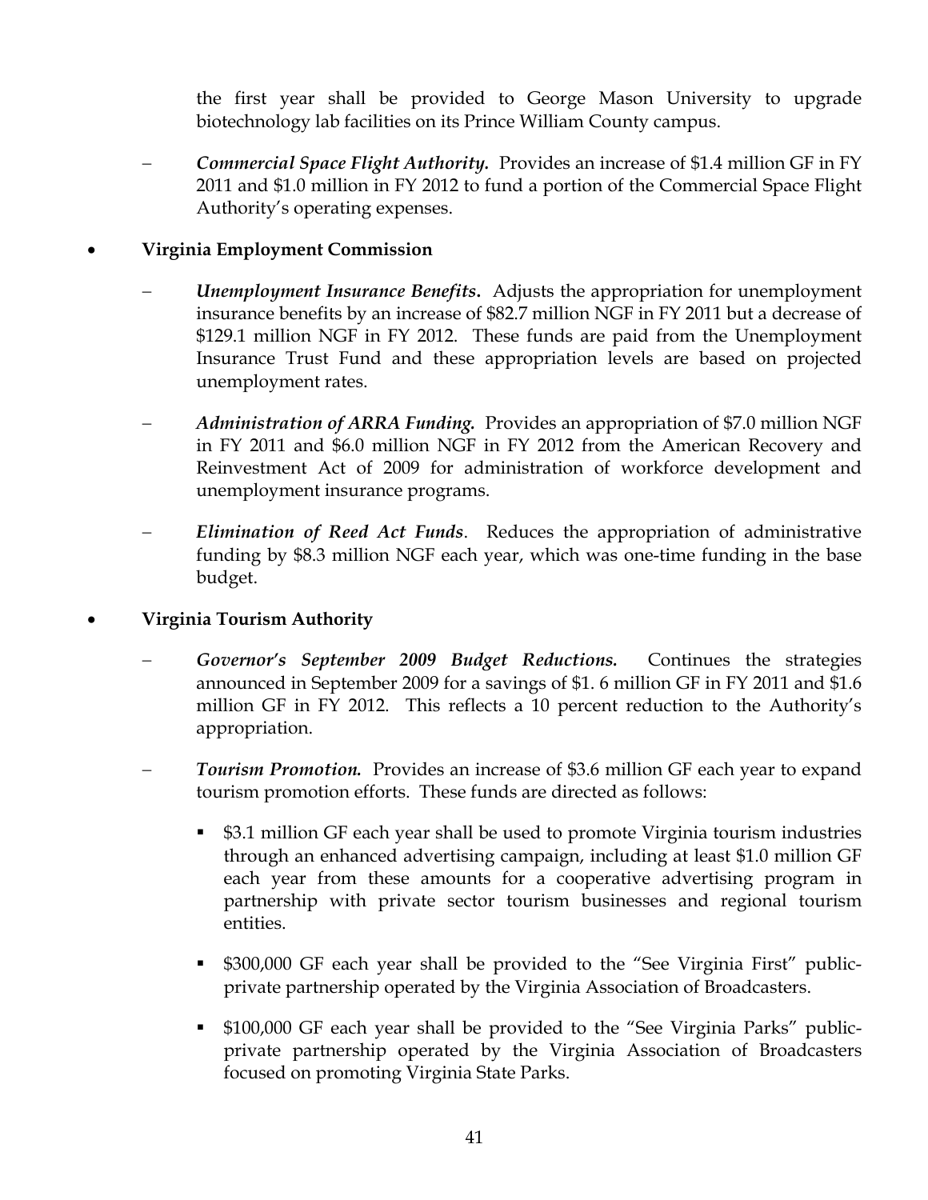the first year shall be provided to George Mason University to upgrade biotechnology lab facilities on its Prince William County campus.

- ***Commercial Space Flight Authority.*** Provides an increase of $1.4 million GF in FY 2011 and $1.0 million in FY 2012 to fund a portion of the Commercial Space Flight Authority's operating expenses.

- **Virginia Employment Commission**

  - ***Unemployment Insurance Benefits.*** Adjusts the appropriation for unemployment insurance benefits by an increase of $82.7 million NGF in FY 2011 but a decrease of $129.1 million NGF in FY 2012. These funds are paid from the Unemployment Insurance Trust Fund and these appropriation levels are based on projected unemployment rates.

  - ***Administration of ARRA Funding.*** Provides an appropriation of $7.0 million NGF in FY 2011 and $6.0 million NGF in FY 2012 from the American Recovery and Reinvestment Act of 2009 for administration of workforce development and unemployment insurance programs.

  - ***Elimination of Reed Act Funds***. Reduces the appropriation of administrative funding by $8.3 million NGF each year, which was one-time funding in the base budget.

- **Virginia Tourism Authority**

  - ***Governor's September 2009 Budget Reductions.*** Continues the strategies announced in September 2009 for a savings of $1. 6 million GF in FY 2011 and $1.6 million GF in FY 2012. This reflects a 10 percent reduction to the Authority's appropriation.

  - ***Tourism Promotion.*** Provides an increase of $3.6 million GF each year to expand tourism promotion efforts. These funds are directed as follows:

    - $3.1 million GF each year shall be used to promote Virginia tourism industries through an enhanced advertising campaign, including at least $1.0 million GF each year from these amounts for a cooperative advertising program in partnership with private sector tourism businesses and regional tourism entities.

    - $300,000 GF each year shall be provided to the "See Virginia First" public-private partnership operated by the Virginia Association of Broadcasters.

    - $100,000 GF each year shall be provided to the "See Virginia Parks" public-private partnership operated by the Virginia Association of Broadcasters focused on promoting Virginia State Parks.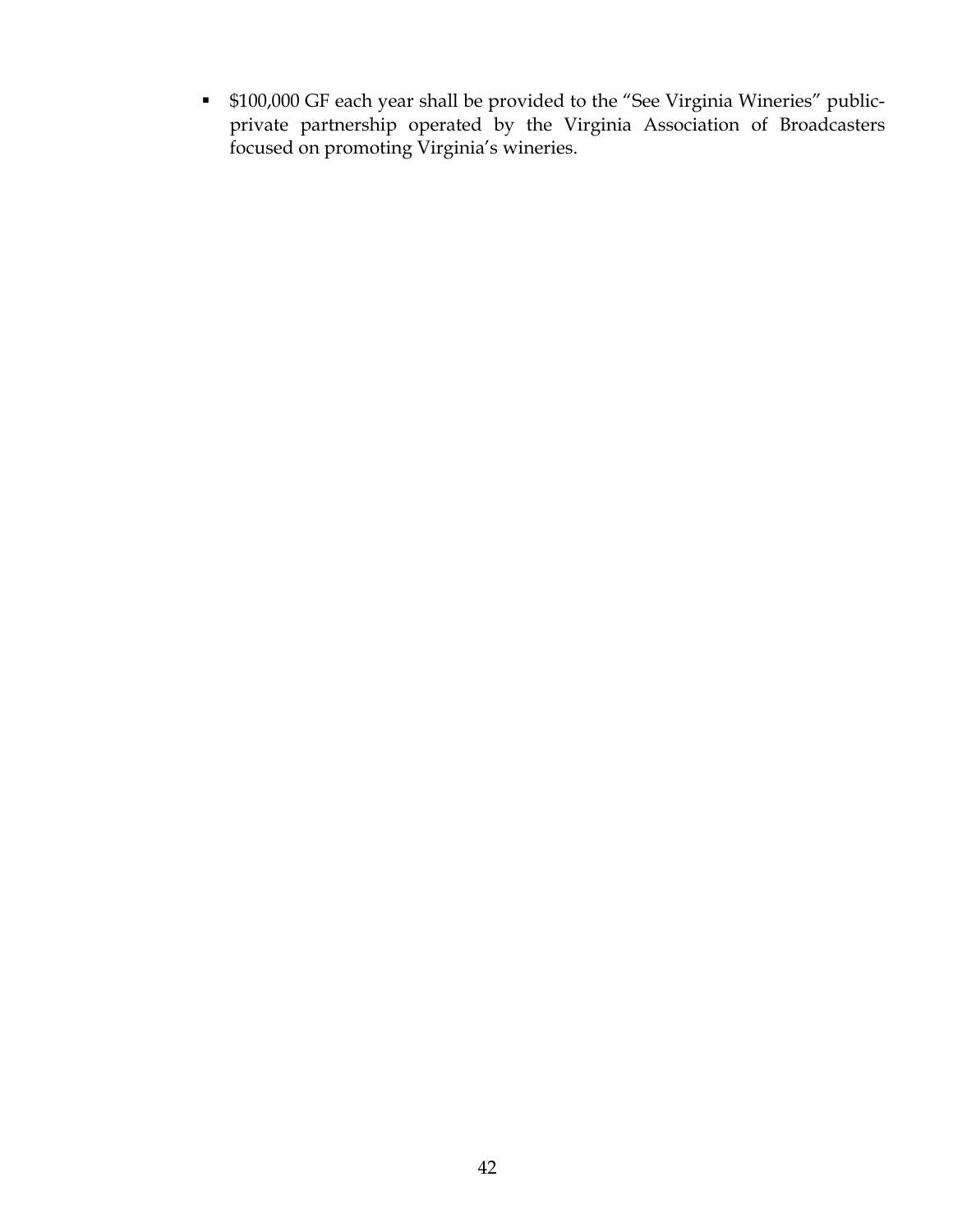- $100,000 GF each year shall be provided to the "See Virginia Wineries" public-private partnership operated by the Virginia Association of Broadcasters focused on promoting Virginia's wineries.